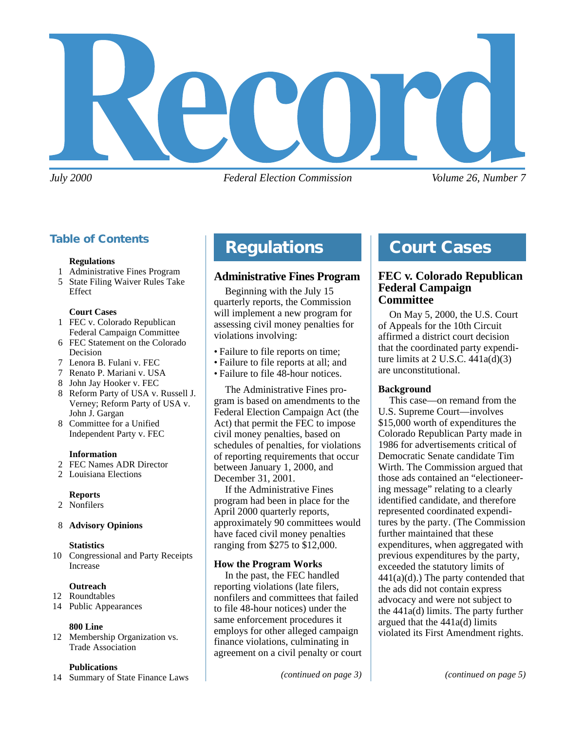# Record

*July 2000* *Federal Election Commission* *Volume 26, Number 7*

## Table of Contents

**Regulations**
1 Administrative Fines Program
5 State Filing Waiver Rules Take Effect

**Court Cases**
1 FEC v. Colorado Republican Federal Campaign Committee
6 FEC Statement on the Colorado Decision
7 Lenora B. Fulani v. FEC
7 Renato P. Mariani v. USA
8 John Jay Hooker v. FEC
8 Reform Party of USA v. Russell J. Verney; Reform Party of USA v. John J. Gargan
8 Committee for a Unified Independent Party v. FEC

**Information**
2 FEC Names ADR Director
2 Louisiana Elections

**Reports**
2 Nonfilers

8 **Advisory Opinions**

**Statistics**
10 Congressional and Party Receipts Increase

**Outreach**
12 Roundtables
14 Public Appearances

**800 Line**
12 Membership Organization vs. Trade Association

**Publications**
14 Summary of State Finance Laws

## Regulations

### Administrative Fines Program

Beginning with the July 15 quarterly reports, the Commission will implement a new program for assessing civil money penalties for violations involving:

- Failure to file reports on time;
- Failure to file reports at all; and
- Failure to file 48-hour notices.

The Administrative Fines program is based on amendments to the Federal Election Campaign Act (the Act) that permit the FEC to impose civil money penalties, based on schedules of penalties, for violations of reporting requirements that occur between January 1, 2000, and December 31, 2001.

If the Administrative Fines program had been in place for the April 2000 quarterly reports, approximately 90 committees would have faced civil money penalties ranging from $275 to $12,000.

**How the Program Works**

In the past, the FEC handled reporting violations (late filers, nonfilers and committees that failed to file 48-hour notices) under the same enforcement procedures it employs for other alleged campaign finance violations, culminating in agreement on a civil penalty or court

*(continued on page 3)*

## Court Cases

### FEC v. Colorado Republican Federal Campaign Committee

On May 5, 2000, the U.S. Court of Appeals for the 10th Circuit affirmed a district court decision that the coordinated party expenditure limits at 2 U.S.C. 441a(d)(3) are unconstitutional.

**Background**

This case—on remand from the U.S. Supreme Court—involves $15,000 worth of expenditures the Colorado Republican Party made in 1986 for advertisements critical of Democratic Senate candidate Tim Wirth. The Commission argued that those ads contained an "electioneering message" relating to a clearly identified candidate, and therefore represented coordinated expenditures by the party. (The Commission further maintained that these expenditures, when aggregated with previous expenditures by the party, exceeded the statutory limits of 441(a)(d).) The party contended that the ads did not contain express advocacy and were not subject to the 441a(d) limits. The party further argued that the 441a(d) limits violated its First Amendment rights.

*(continued on page 5)*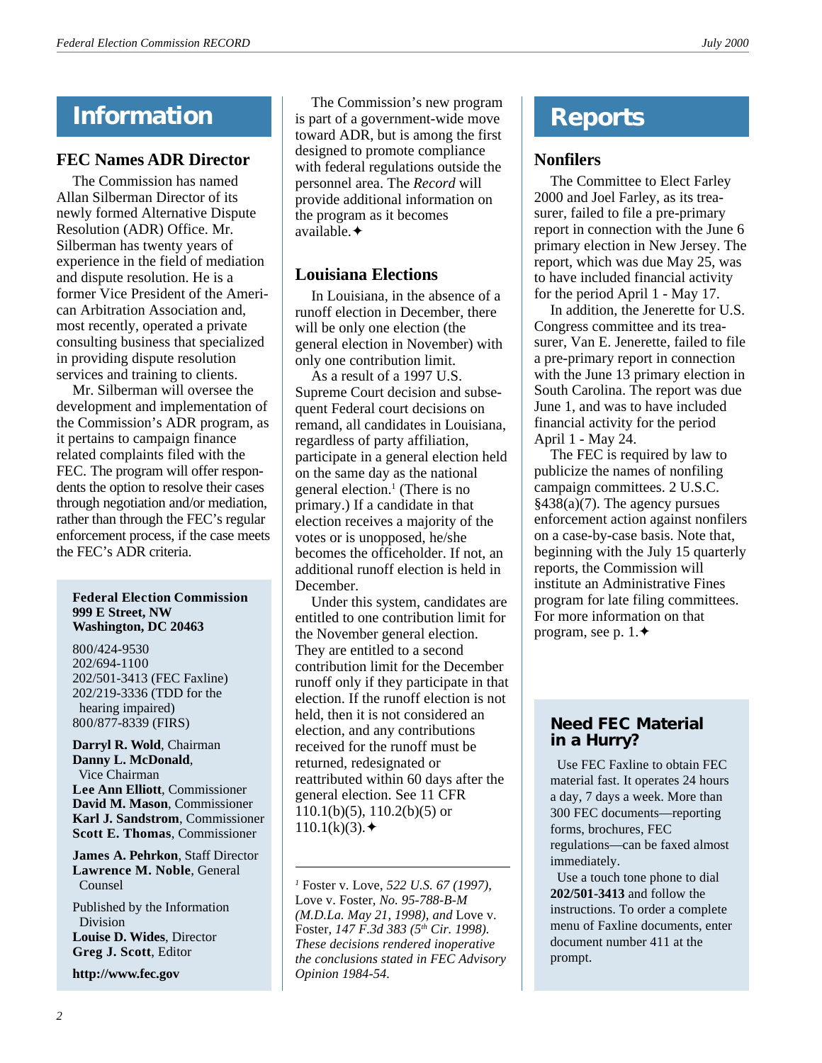# Information

## FEC Names ADR Director

The Commission has named Allan Silberman Director of its newly formed Alternative Dispute Resolution (ADR) Office. Mr. Silberman has twenty years of experience in the field of mediation and dispute resolution. He is a former Vice President of the American Arbitration Association and, most recently, operated a private consulting business that specialized in providing dispute resolution services and training to clients.

Mr. Silberman will oversee the development and implementation of the Commission's ADR program, as it pertains to campaign finance related complaints filed with the FEC. The program will offer respondents the option to resolve their cases through negotiation and/or mediation, rather than through the FEC's regular enforcement process, if the case meets the FEC's ADR criteria.

The Commission's new program is part of a government-wide move toward ADR, but is among the first designed to promote compliance with federal regulations outside the personnel area. The *Record* will provide additional information on the program as it becomes available.✦

**Federal Election Commission**
**999 E Street, NW**
**Washington, DC 20463**

800/424-9530
202/694-1100
202/501-3413 (FEC Faxline)
202/219-3336 (TDD for the hearing impaired)
800/877-8339 (FIRS)

**Darryl R. Wold**, Chairman
**Danny L. McDonald**, Vice Chairman
**Lee Ann Elliott**, Commissioner
**David M. Mason**, Commissioner
**Karl J. Sandstrom**, Commissioner
**Scott E. Thomas**, Commissioner

**James A. Pehrkon**, Staff Director
**Lawrence M. Noble**, General Counsel

Published by the Information Division
**Louise D. Wides**, Director
**Greg J. Scott**, Editor

**http://www.fec.gov**

## Louisiana Elections

In Louisiana, in the absence of a runoff election in December, there will be only one election (the general election in November) with only one contribution limit.

As a result of a 1997 U.S. Supreme Court decision and subsequent Federal court decisions on remand, all candidates in Louisiana, regardless of party affiliation, participate in a general election held on the same day as the national general election.[1] (There is no primary.) If a candidate in that election receives a majority of the votes or is unopposed, he/she becomes the officeholder. If not, an additional runoff election is held in December.

Under this system, candidates are entitled to one contribution limit for the November general election. They are entitled to a second contribution limit for the December runoff only if they participate in that election. If the runoff election is not held, then it is not considered an election, and any contributions received for the runoff must be returned, redesignated or reattributed within 60 days after the general election. See 11 CFR 110.1(b)(5), 110.2(b)(5) or 110.1(k)(3).✦

---

[1] Foster v. Love, *522 U.S. 67 (1997),* Love v. Foster, *No. 95-788-B-M (M.D.La. May 21, 1998), and* Love v. Foster, *147 F.3d 383 (5th Cir. 1998). These decisions rendered inoperative the conclusions stated in FEC Advisory Opinion 1984-54.*

# Reports

## Nonfilers

The Committee to Elect Farley 2000 and Joel Farley, as its treasurer, failed to file a pre-primary report in connection with the June 6 primary election in New Jersey. The report, which was due May 25, was to have included financial activity for the period April 1 - May 17.

In addition, the Jenerette for U.S. Congress committee and its treasurer, Van E. Jenerette, failed to file a pre-primary report in connection with the June 13 primary election in South Carolina. The report was due June 1, and was to have included financial activity for the period April 1 - May 24.

The FEC is required by law to publicize the names of nonfiling campaign committees. 2 U.S.C. §438(a)(7). The agency pursues enforcement action against nonfilers on a case-by-case basis. Note that, beginning with the July 15 quarterly reports, the Commission will institute an Administrative Fines program for late filing committees. For more information on that program, see p. 1.✦

### Need FEC Material in a Hurry?

Use FEC Faxline to obtain FEC material fast. It operates 24 hours a day, 7 days a week. More than 300 FEC documents—reporting forms, brochures, FEC regulations—can be faxed almost immediately.

Use a touch tone phone to dial **202/501-3413** and follow the instructions. To order a complete menu of Faxline documents, enter document number 411 at the prompt.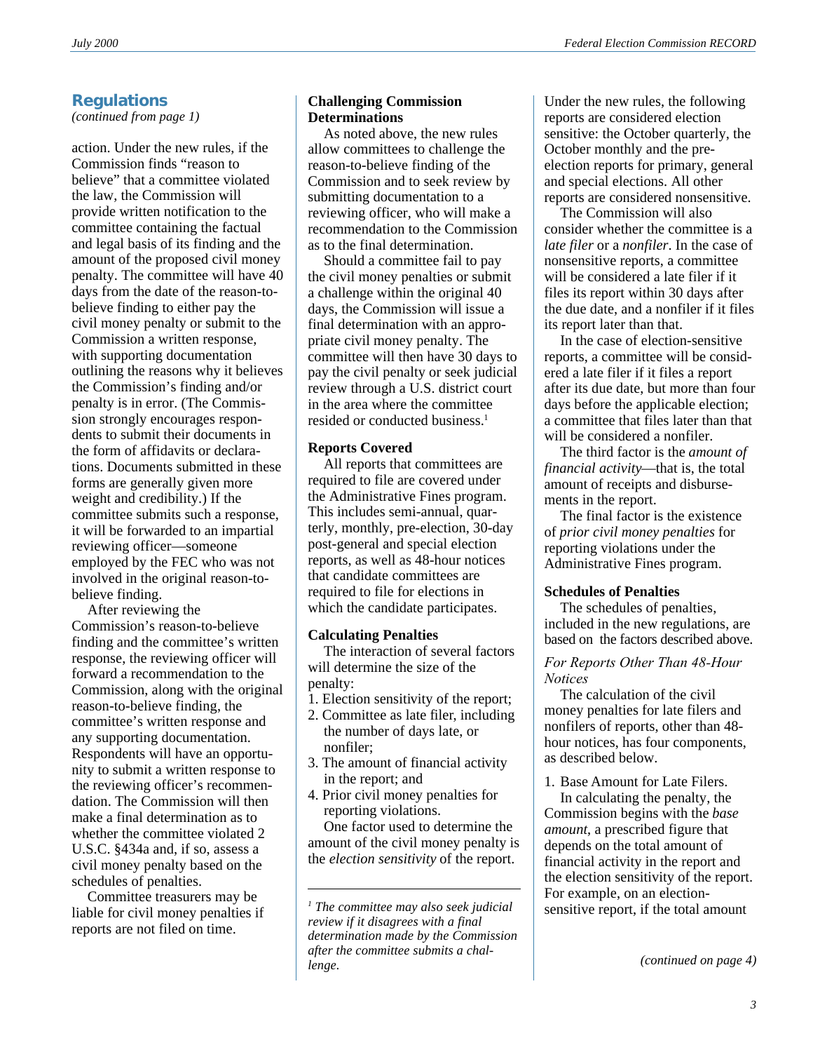## Regulations

*(continued from page 1)*

action. Under the new rules, if the Commission finds "reason to believe" that a committee violated the law, the Commission will provide written notification to the committee containing the factual and legal basis of its finding and the amount of the proposed civil money penalty. The committee will have 40 days from the date of the reason-to-believe finding to either pay the civil money penalty or submit to the Commission a written response, with supporting documentation outlining the reasons why it believes the Commission's finding and/or penalty is in error. (The Commission strongly encourages respondents to submit their documents in the form of affidavits or declarations. Documents submitted in these forms are generally given more weight and credibility.) If the committee submits such a response, it will be forwarded to an impartial reviewing officer—someone employed by the FEC who was not involved in the original reason-to-believe finding.

After reviewing the Commission's reason-to-believe finding and the committee's written response, the reviewing officer will forward a recommendation to the Commission, along with the original reason-to-believe finding, the committee's written response and any supporting documentation. Respondents will have an opportunity to submit a written response to the reviewing officer's recommendation. The Commission will then make a final determination as to whether the committee violated 2 U.S.C. §434a and, if so, assess a civil money penalty based on the schedules of penalties.

Committee treasurers may be liable for civil money penalties if reports are not filed on time.

### Challenging Commission Determinations

As noted above, the new rules allow committees to challenge the reason-to-believe finding of the Commission and to seek review by submitting documentation to a reviewing officer, who will make a recommendation to the Commission as to the final determination.

Should a committee fail to pay the civil money penalties or submit a challenge within the original 40 days, the Commission will issue a final determination with an appropriate civil money penalty. The committee will then have 30 days to pay the civil penalty or seek judicial review through a U.S. district court in the area where the committee resided or conducted business.[1]

### Reports Covered

All reports that committees are required to file are covered under the Administrative Fines program. This includes semi-annual, quarterly, monthly, pre-election, 30-day post-general and special election reports, as well as 48-hour notices that candidate committees are required to file for elections in which the candidate participates.

### Calculating Penalties

The interaction of several factors will determine the size of the penalty:

1. Election sensitivity of the report;
2. Committee as late filer, including the number of days late, or nonfiler;
3. The amount of financial activity in the report; and
4. Prior civil money penalties for reporting violations.

One factor used to determine the amount of the civil money penalty is the *election sensitivity* of the report.

*[1] The committee may also seek judicial review if it disagrees with a final determination made by the Commission after the committee submits a challenge.*

Under the new rules, the following reports are considered election sensitive: the October quarterly, the October monthly and the pre-election reports for primary, general and special elections. All other reports are considered nonsensitive.

The Commission will also consider whether the committee is a *late filer* or a *nonfiler*. In the case of nonsensitive reports, a committee will be considered a late filer if it files its report within 30 days after the due date, and a nonfiler if it files its report later than that.

In the case of election-sensitive reports, a committee will be considered a late filer if it files a report after its due date, but more than four days before the applicable election; a committee that files later than that will be considered a nonfiler.

The third factor is the *amount of financial activity*—that is, the total amount of receipts and disbursements in the report.

The final factor is the existence of *prior civil money penalties* for reporting violations under the Administrative Fines program.

### Schedules of Penalties

The schedules of penalties, included in the new regulations, are based on the factors described above.

#### *For Reports Other Than 48-Hour Notices*

The calculation of the civil money penalties for late filers and nonfilers of reports, other than 48-hour notices, has four components, as described below.

1. Base Amount for Late Filers.

In calculating the penalty, the Commission begins with the *base amount*, a prescribed figure that depends on the total amount of financial activity in the report and the election sensitivity of the report. For example, on an election-sensitive report, if the total amount

*(continued on page 4)*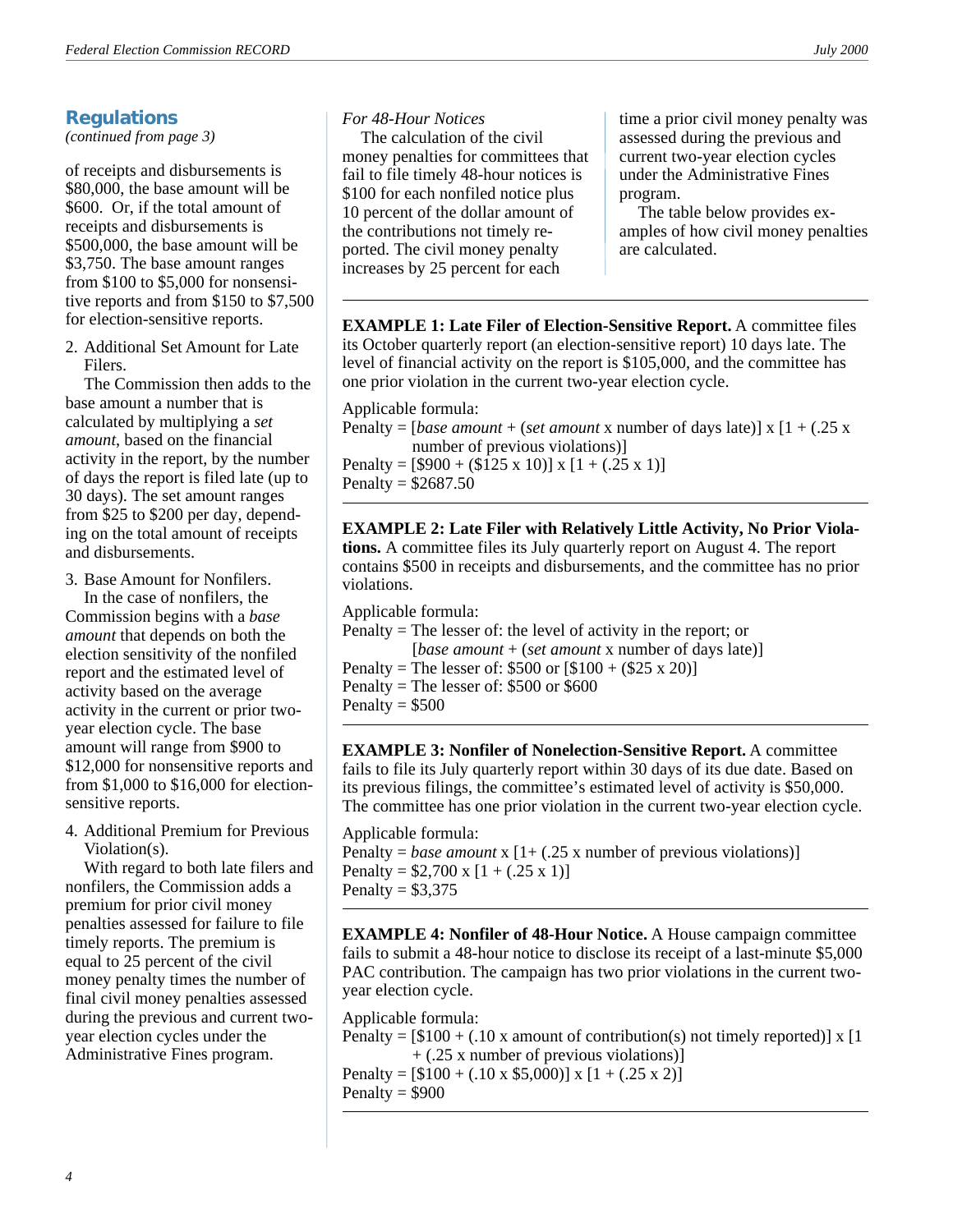## Regulations

*(continued from page 3)*

of receipts and disbursements is $80,000, the base amount will be $600. Or, if the total amount of receipts and disbursements is $500,000, the base amount will be $3,750. The base amount ranges from $100 to $5,000 for nonsensitive reports and from $150 to $7,500 for election-sensitive reports.

2. Additional Set Amount for Late Filers.

The Commission then adds to the base amount a number that is calculated by multiplying a *set amount*, based on the financial activity in the report, by the number of days the report is filed late (up to 30 days). The set amount ranges from $25 to $200 per day, depending on the total amount of receipts and disbursements.

3. Base Amount for Nonfilers.

In the case of nonfilers, the Commission begins with a *base amount* that depends on both the election sensitivity of the nonfiled report and the estimated level of activity based on the average activity in the current or prior two-year election cycle. The base amount will range from $900 to $12,000 for nonsensitive reports and from $1,000 to $16,000 for election-sensitive reports.

4. Additional Premium for Previous Violation(s).

With regard to both late filers and nonfilers, the Commission adds a premium for prior civil money penalties assessed for failure to file timely reports. The premium is equal to 25 percent of the civil money penalty times the number of final civil money penalties assessed during the previous and current two-year election cycles under the Administrative Fines program.

*For 48-Hour Notices*

The calculation of the civil money penalties for committees that fail to file timely 48-hour notices is $100 for each nonfiled notice plus 10 percent of the dollar amount of the contributions not timely reported. The civil money penalty increases by 25 percent for each time a prior civil money penalty was assessed during the previous and current two-year election cycles under the Administrative Fines program.

The table below provides examples of how civil money penalties are calculated.

---

**EXAMPLE 1: Late Filer of Election-Sensitive Report.** A committee files its October quarterly report (an election-sensitive report) 10 days late. The level of financial activity on the report is $105,000, and the committee has one prior violation in the current two-year election cycle.

Applicable formula:
Penalty = [*base amount* + (*set amount* x number of days late)] x [1 + (.25 x number of previous violations)]
Penalty = [$900 + ($125 x 10)] x [1 + (.25 x 1)]
Penalty = $2687.50

---

**EXAMPLE 2: Late Filer with Relatively Little Activity, No Prior Violations.** A committee files its July quarterly report on August 4. The report contains $500 in receipts and disbursements, and the committee has no prior violations.

Applicable formula:
Penalty = The lesser of: the level of activity in the report; or [*base amount* + (*set amount* x number of days late)]
Penalty = The lesser of: $500 or [$100 + ($25 x 20)]
Penalty = The lesser of: $500 or $600
Penalty = $500

---

**EXAMPLE 3: Nonfiler of Nonelection-Sensitive Report.** A committee fails to file its July quarterly report within 30 days of its due date. Based on its previous filings, the committee's estimated level of activity is $50,000. The committee has one prior violation in the current two-year election cycle.

Applicable formula:
Penalty = *base amount* x [1+ (.25 x number of previous violations)]
Penalty = $2,700 x [1 + (.25 x 1)]
Penalty = $3,375

---

**EXAMPLE 4: Nonfiler of 48-Hour Notice.** A House campaign committee fails to submit a 48-hour notice to disclose its receipt of a last-minute $5,000 PAC contribution. The campaign has two prior violations in the current two-year election cycle.

Applicable formula:
Penalty = [$100 + (.10 x amount of contribution(s) not timely reported)] x [1 + (.25 x number of previous violations)]
Penalty = [$100 + (.10 x $5,000)] x [1 + (.25 x 2)]
Penalty = $900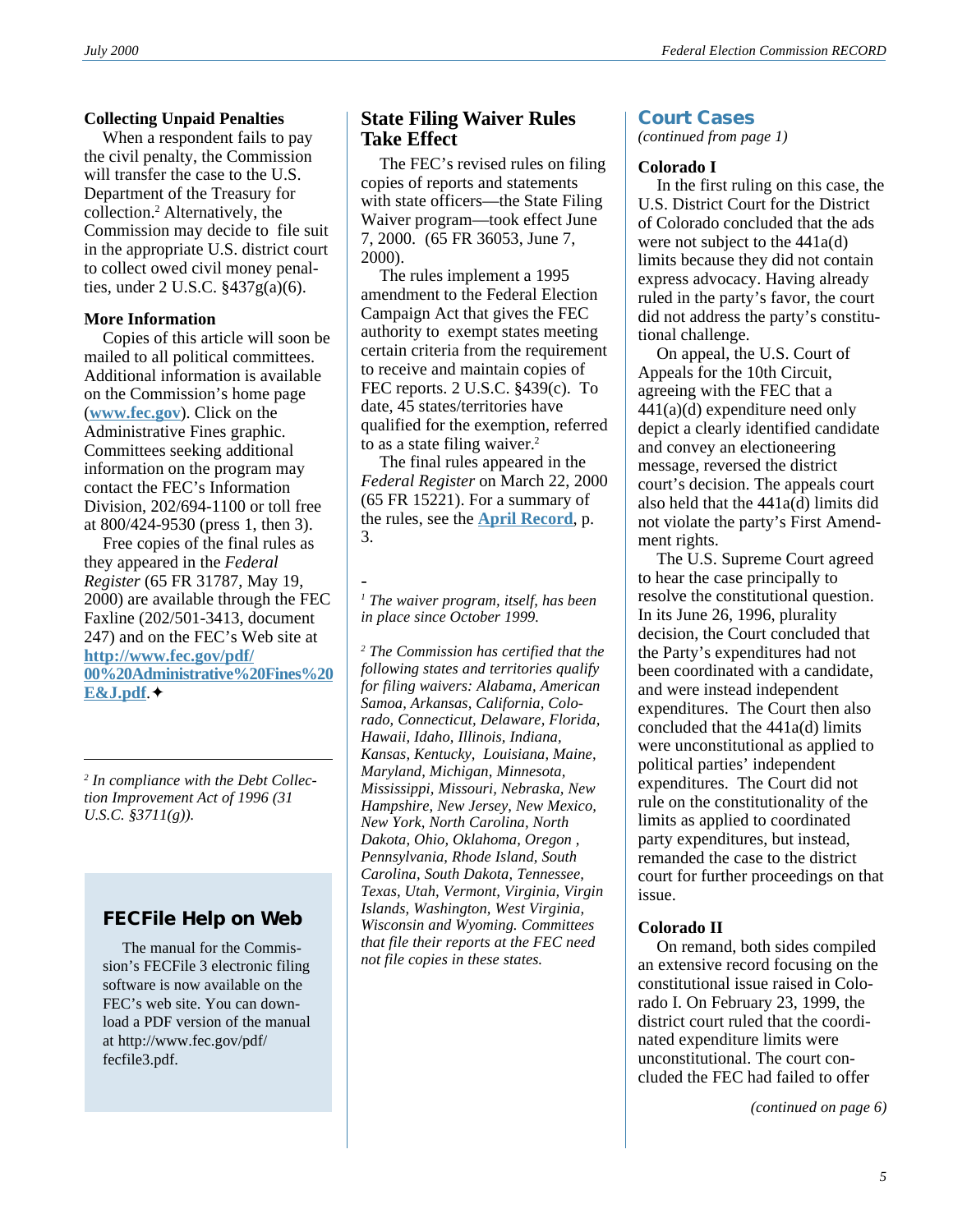### Collecting Unpaid Penalties

When a respondent fails to pay the civil penalty, the Commission will transfer the case to the U.S. Department of the Treasury for collection.[2] Alternatively, the Commission may decide to file suit in the appropriate U.S. district court to collect owed civil money penalties, under 2 U.S.C. §437g(a)(6).

### More Information

Copies of this article will soon be mailed to all political committees. Additional information is available on the Commission's home page (**www.fec.gov**). Click on the Administrative Fines graphic. Committees seeking additional information on the program may contact the FEC's Information Division, 202/694-1100 or toll free at 800/424-9530 (press 1, then 3).

Free copies of the final rules as they appeared in the *Federal Register* (65 FR 31787, May 19, 2000) are available through the FEC Faxline (202/501-3413, document 247) and on the FEC's Web site at **http://www.fec.gov/pdf/00%20Administrative%20Fines%20E&J.pdf**.✦

[2] *In compliance with the Debt Collection Improvement Act of 1996 (31 U.S.C. §3711(g)).*

## FECFile Help on Web

The manual for the Commission's FECFile 3 electronic filing software is now available on the FEC's web site. You can download a PDF version of the manual at http://www.fec.gov/pdf/fecfile3.pdf.

## State Filing Waiver Rules Take Effect

The FEC's revised rules on filing copies of reports and statements with state officers—the State Filing Waiver program—took effect June 7, 2000. (65 FR 36053, June 7, 2000).

The rules implement a 1995 amendment to the Federal Election Campaign Act that gives the FEC authority to exempt states meeting certain criteria from the requirement to receive and maintain copies of FEC reports. 2 U.S.C. §439(c). To date, 45 states/territories have qualified for the exemption, referred to as a state filing waiver.[2]

The final rules appeared in the *Federal Register* on March 22, 2000 (65 FR 15221). For a summary of the rules, see the **April Record**, p. 3.

[1] *The waiver program, itself, has been in place since October 1999.*

[2] *The Commission has certified that the following states and territories qualify for filing waivers: Alabama, American Samoa, Arkansas, California, Colorado, Connecticut, Delaware, Florida, Hawaii, Idaho, Illinois, Indiana, Kansas, Kentucky, Louisiana, Maine, Maryland, Michigan, Minnesota, Mississippi, Missouri, Nebraska, New Hampshire, New Jersey, New Mexico, New York, North Carolina, North Dakota, Ohio, Oklahoma, Oregon, Pennsylvania, Rhode Island, South Carolina, South Dakota, Tennessee, Texas, Utah, Vermont, Virginia, Virgin Islands, Washington, West Virginia, Wisconsin and Wyoming. Committees that file their reports at the FEC need not file copies in these states.*

## Court Cases

*(continued from page 1)*

### Colorado I

In the first ruling on this case, the U.S. District Court for the District of Colorado concluded that the ads were not subject to the 441a(d) limits because they did not contain express advocacy. Having already ruled in the party's favor, the court did not address the party's constitutional challenge.

On appeal, the U.S. Court of Appeals for the 10th Circuit, agreeing with the FEC that a 441(a)(d) expenditure need only depict a clearly identified candidate and convey an electioneering message, reversed the district court's decision. The appeals court also held that the 441a(d) limits did not violate the party's First Amendment rights.

The U.S. Supreme Court agreed to hear the case principally to resolve the constitutional question. In its June 26, 1996, plurality decision, the Court concluded that the Party's expenditures had not been coordinated with a candidate, and were instead independent expenditures. The Court then also concluded that the 441a(d) limits were unconstitutional as applied to political parties' independent expenditures. The Court did not rule on the constitutionality of the limits as applied to coordinated party expenditures, but instead, remanded the case to the district court for further proceedings on that issue.

### Colorado II

On remand, both sides compiled an extensive record focusing on the constitutional issue raised in Colorado I. On February 23, 1999, the district court ruled that the coordinated expenditure limits were unconstitutional. The court concluded the FEC had failed to offer

*(continued on page 6)*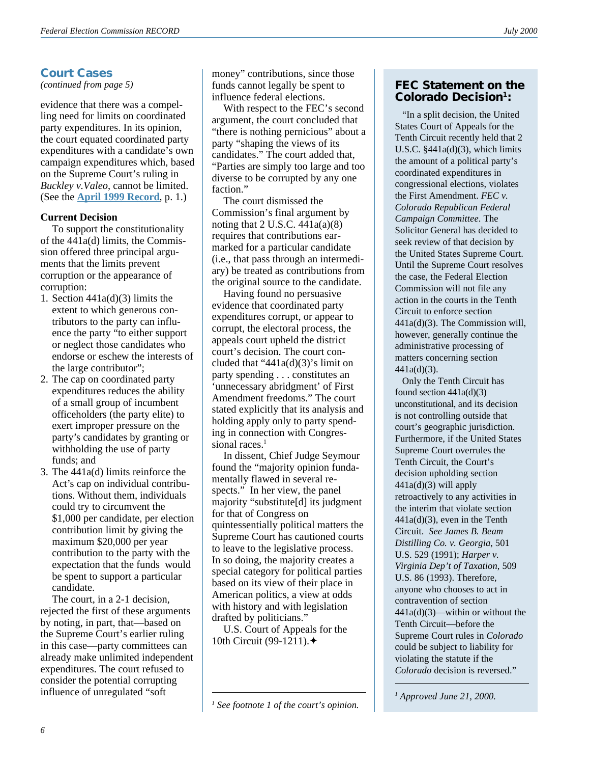## Court Cases

*(continued from page 5)*

evidence that there was a compelling need for limits on coordinated party expenditures. In its opinion, the court equated coordinated party expenditures with a candidate's own campaign expenditures which, based on the Supreme Court's ruling in *Buckley v.Valeo*, cannot be limited. (See the **April 1999 Record**, p. 1.)

**Current Decision**

To support the constitutionality of the 441a(d) limits, the Commission offered three principal arguments that the limits prevent corruption or the appearance of corruption:

1. Section 441a(d)(3) limits the extent to which generous contributors to the party can influence the party "to either support or neglect those candidates who endorse or eschew the interests of the large contributor";
2. The cap on coordinated party expenditures reduces the ability of a small group of incumbent officeholders (the party elite) to exert improper pressure on the party's candidates by granting or withholding the use of party funds; and
3. The 441a(d) limits reinforce the Act's cap on individual contributions. Without them, individuals could try to circumvent the $1,000 per candidate, per election contribution limit by giving the maximum $20,000 per year contribution to the party with the expectation that the funds would be spent to support a particular candidate.

The court, in a 2-1 decision, rejected the first of these arguments by noting, in part, that—based on the Supreme Court's earlier ruling in this case—party committees can already make unlimited independent expenditures. The court refused to consider the potential corrupting influence of unregulated "soft money" contributions, since those funds cannot legally be spent to influence federal elections.

With respect to the FEC's second argument, the court concluded that "there is nothing pernicious" about a party "shaping the views of its candidates." The court added that, "Parties are simply too large and too diverse to be corrupted by any one faction."

The court dismissed the Commission's final argument by noting that 2 U.S.C. 441a(a)(8) requires that contributions earmarked for a particular candidate (i.e., that pass through an intermediary) be treated as contributions from the original source to the candidate.

Having found no persuasive evidence that coordinated party expenditures corrupt, or appear to corrupt, the electoral process, the appeals court upheld the district court's decision. The court concluded that "441a(d)(3)'s limit on party spending . . . constitutes an 'unnecessary abridgment' of First Amendment freedoms." The court stated explicitly that its analysis and holding apply only to party spending in connection with Congressional races.[1]

In dissent, Chief Judge Seymour found the "majority opinion fundamentally flawed in several respects." In her view, the panel majority "substitute[d] its judgment for that of Congress on quintessentially political matters the Supreme Court has cautioned courts to leave to the legislative process. In so doing, the majority creates a special category for political parties based on its view of their place in American politics, a view at odds with history and with legislation drafted by politicians."

U.S. Court of Appeals for the 10th Circuit (99-1211).✦

[1] *See footnote 1 of the court's opinion.*

### FEC Statement on the Colorado Decision[1]:

"In a split decision, the United States Court of Appeals for the Tenth Circuit recently held that 2 U.S.C. §441a(d)(3), which limits the amount of a political party's coordinated expenditures in congressional elections, violates the First Amendment. *FEC v. Colorado Republican Federal Campaign Committee*. The Solicitor General has decided to seek review of that decision by the United States Supreme Court. Until the Supreme Court resolves the case, the Federal Election Commission will not file any action in the courts in the Tenth Circuit to enforce section 441a(d)(3). The Commission will, however, generally continue the administrative processing of matters concerning section 441a(d)(3).

Only the Tenth Circuit has found section 441a(d)(3) unconstitutional, and its decision is not controlling outside that court's geographic jurisdiction. Furthermore, if the United States Supreme Court overrules the Tenth Circuit, the Court's decision upholding section 441a(d)(3) will apply retroactively to any activities in the interim that violate section 441a(d)(3), even in the Tenth Circuit. *See James B. Beam Distilling Co. v. Georgia*, 501 U.S. 529 (1991); *Harper v. Virginia Dep't of Taxation*, 509 U.S. 86 (1993). Therefore, anyone who chooses to act in contravention of section 441a(d)(3)—within or without the Tenth Circuit—before the Supreme Court rules in *Colorado* could be subject to liability for violating the statute if the *Colorado* decision is reversed."

[1] *Approved June 21, 2000.*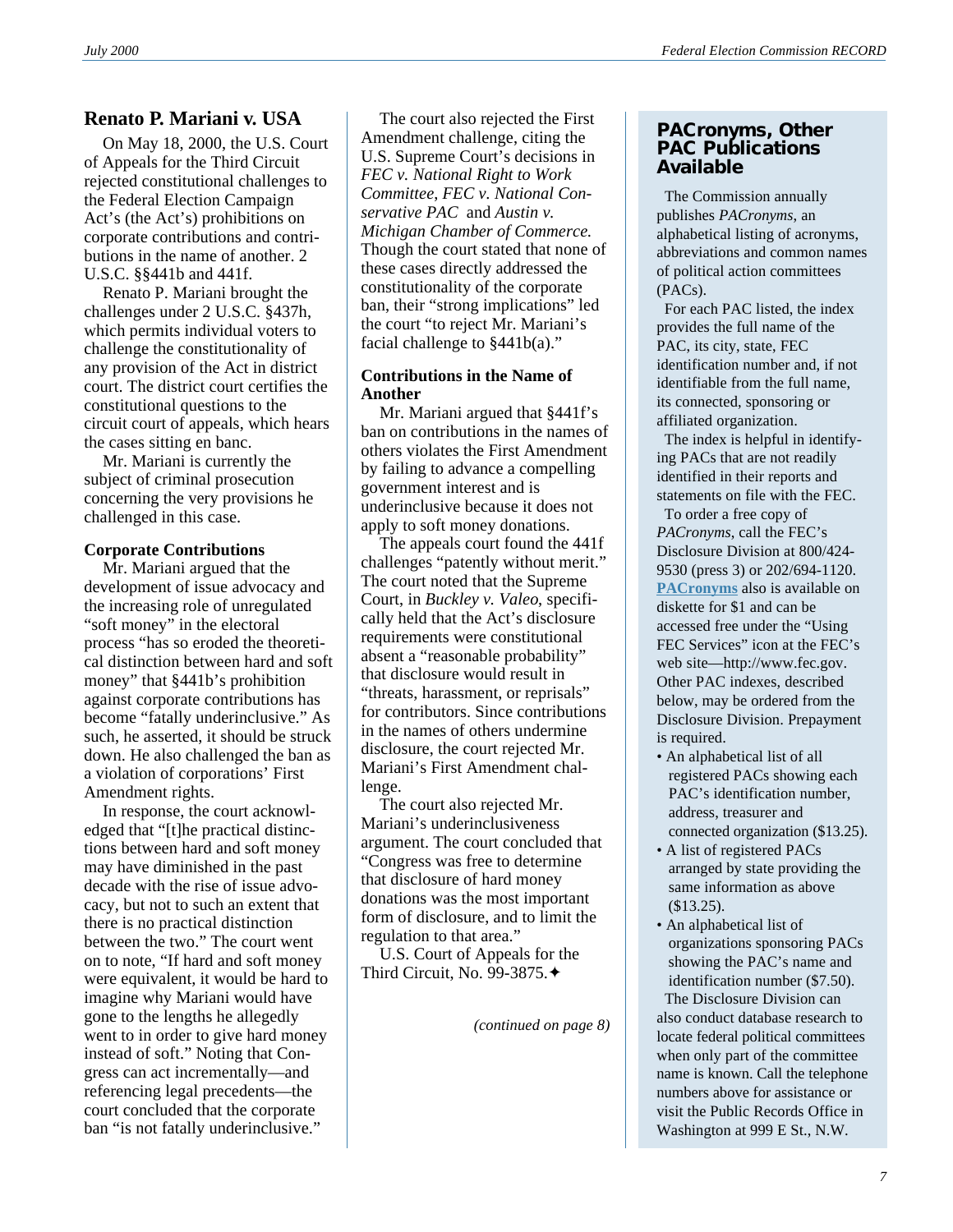## Renato P. Mariani v. USA

On May 18, 2000, the U.S. Court of Appeals for the Third Circuit rejected constitutional challenges to the Federal Election Campaign Act's (the Act's) prohibitions on corporate contributions and contributions in the name of another. 2 U.S.C. §§441b and 441f.

Renato P. Mariani brought the challenges under 2 U.S.C. §437h, which permits individual voters to challenge the constitutionality of any provision of the Act in district court. The district court certifies the constitutional questions to the circuit court of appeals, which hears the cases sitting en banc.

Mr. Mariani is currently the subject of criminal prosecution concerning the very provisions he challenged in this case.

**Corporate Contributions**

Mr. Mariani argued that the development of issue advocacy and the increasing role of unregulated "soft money" in the electoral process "has so eroded the theoretical distinction between hard and soft money" that §441b's prohibition against corporate contributions has become "fatally underinclusive." As such, he asserted, it should be struck down. He also challenged the ban as a violation of corporations' First Amendment rights.

In response, the court acknowledged that "[t]he practical distinctions between hard and soft money may have diminished in the past decade with the rise of issue advocacy, but not to such an extent that there is no practical distinction between the two." The court went on to note, "If hard and soft money were equivalent, it would be hard to imagine why Mariani would have gone to the lengths he allegedly went to in order to give hard money instead of soft." Noting that Congress can act incrementally—and referencing legal precedents—the court concluded that the corporate ban "is not fatally underinclusive."

The court also rejected the First Amendment challenge, citing the U.S. Supreme Court's decisions in *FEC v. National Right to Work Committee*, *FEC v. National Conservative PAC* and *Austin v. Michigan Chamber of Commerce.* Though the court stated that none of these cases directly addressed the constitutionality of the corporate ban, their "strong implications" led the court "to reject Mr. Mariani's facial challenge to §441b(a)."

**Contributions in the Name of Another**

Mr. Mariani argued that §441f's ban on contributions in the names of others violates the First Amendment by failing to advance a compelling government interest and is underinclusive because it does not apply to soft money donations.

The appeals court found the 441f challenges "patently without merit." The court noted that the Supreme Court, in *Buckley v. Valeo*, specifically held that the Act's disclosure requirements were constitutional absent a "reasonable probability" that disclosure would result in "threats, harassment, or reprisals" for contributors. Since contributions in the names of others undermine disclosure, the court rejected Mr. Mariani's First Amendment challenge.

The court also rejected Mr. Mariani's underinclusiveness argument. The court concluded that "Congress was free to determine that disclosure of hard money donations was the most important form of disclosure, and to limit the regulation to that area."

U.S. Court of Appeals for the Third Circuit, No. 99-3875.✦

*(continued on page 8)*

## PACronyms, Other PAC Publications Available

The Commission annually publishes *PACronyms,* an alphabetical listing of acronyms, abbreviations and common names of political action committees (PACs).

For each PAC listed, the index provides the full name of the PAC, its city, state, FEC identification number and, if not identifiable from the full name, its connected, sponsoring or affiliated organization.

The index is helpful in identifying PACs that are not readily identified in their reports and statements on file with the FEC.

To order a free copy of *PACronyms*, call the FEC's Disclosure Division at 800/424-9530 (press 3) or 202/694-1120. **PACronyms** also is available on diskette for $1 and can be accessed free under the "Using FEC Services" icon at the FEC's web site—http://www.fec.gov. Other PAC indexes, described below, may be ordered from the Disclosure Division. Prepayment is required.

- An alphabetical list of all registered PACs showing each PAC's identification number, address, treasurer and connected organization ($13.25).
- A list of registered PACs arranged by state providing the same information as above ($13.25).
- An alphabetical list of organizations sponsoring PACs showing the PAC's name and identification number ($7.50).

The Disclosure Division can also conduct database research to locate federal political committees when only part of the committee name is known. Call the telephone numbers above for assistance or visit the Public Records Office in Washington at 999 E St., N.W.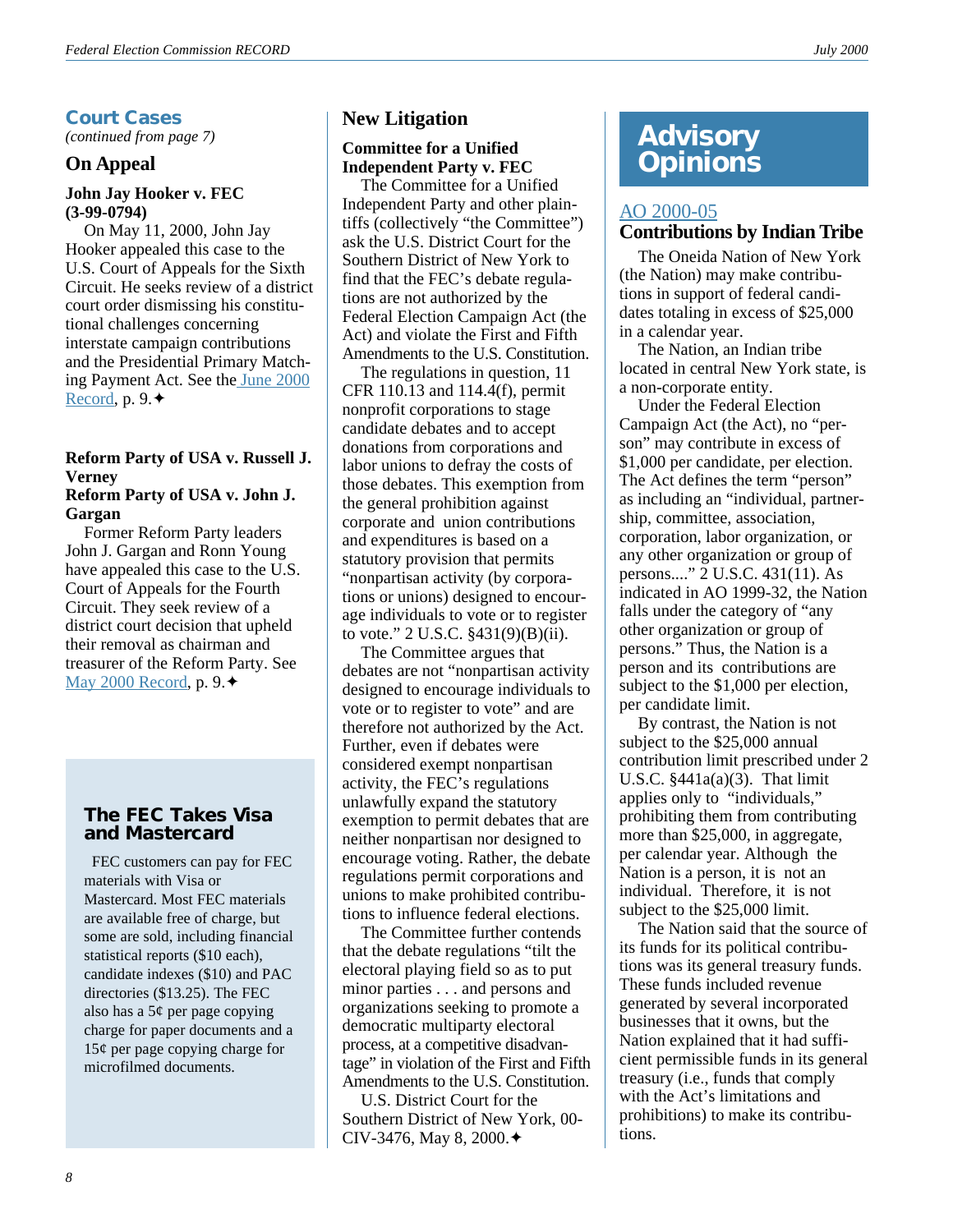## Court Cases

*(continued from page 7)*

### On Appeal

**John Jay Hooker v. FEC (3-99-0794)**

On May 11, 2000, John Jay Hooker appealed this case to the U.S. Court of Appeals for the Sixth Circuit. He seeks review of a district court order dismissing his constitutional challenges concerning interstate campaign contributions and the Presidential Primary Matching Payment Act. See the June 2000 Record, p. 9.✦

**Reform Party of USA v. Russell J. Verney**
**Reform Party of USA v. John J. Gargan**

Former Reform Party leaders John J. Gargan and Ronn Young have appealed this case to the U.S. Court of Appeals for the Fourth Circuit. They seek review of a district court decision that upheld their removal as chairman and treasurer of the Reform Party. See May 2000 Record, p. 9.✦

### The FEC Takes Visa and Mastercard

FEC customers can pay for FEC materials with Visa or Mastercard. Most FEC materials are available free of charge, but some are sold, including financial statistical reports ($10 each), candidate indexes ($10) and PAC directories ($13.25). The FEC also has a 5¢ per page copying charge for paper documents and a 15¢ per page copying charge for microfilmed documents.

## New Litigation

**Committee for a Unified Independent Party v. FEC**

The Committee for a Unified Independent Party and other plaintiffs (collectively "the Committee") ask the U.S. District Court for the Southern District of New York to find that the FEC's debate regulations are not authorized by the Federal Election Campaign Act (the Act) and violate the First and Fifth Amendments to the U.S. Constitution.

The regulations in question, 11 CFR 110.13 and 114.4(f), permit nonprofit corporations to stage candidate debates and to accept donations from corporations and labor unions to defray the costs of those debates. This exemption from the general prohibition against corporate and union contributions and expenditures is based on a statutory provision that permits "nonpartisan activity (by corporations or unions) designed to encourage individuals to vote or to register to vote." 2 U.S.C. §431(9)(B)(ii).

The Committee argues that debates are not "nonpartisan activity designed to encourage individuals to vote or to register to vote" and are therefore not authorized by the Act. Further, even if debates were considered exempt nonpartisan activity, the FEC's regulations unlawfully expand the statutory exemption to permit debates that are neither nonpartisan nor designed to encourage voting. Rather, the debate regulations permit corporations and unions to make prohibited contributions to influence federal elections.

The Committee further contends that the debate regulations "tilt the electoral playing field so as to put minor parties . . . and persons and organizations seeking to promote a democratic multiparty electoral process, at a competitive disadvantage" in violation of the First and Fifth Amendments to the U.S. Constitution.

U.S. District Court for the Southern District of New York, 00-CIV-3476, May 8, 2000.✦

## Advisory Opinions

### AO 2000-05
### Contributions by Indian Tribe

The Oneida Nation of New York (the Nation) may make contributions in support of federal candidates totaling in excess of $25,000 in a calendar year.

The Nation, an Indian tribe located in central New York state, is a non-corporate entity.

Under the Federal Election Campaign Act (the Act), no "person" may contribute in excess of $1,000 per candidate, per election. The Act defines the term "person" as including an "individual, partnership, committee, association, corporation, labor organization, or any other organization or group of persons...." 2 U.S.C. 431(11). As indicated in AO 1999-32, the Nation falls under the category of "any other organization or group of persons." Thus, the Nation is a person and its contributions are subject to the $1,000 per election, per candidate limit.

By contrast, the Nation is not subject to the $25,000 annual contribution limit prescribed under 2 U.S.C. §441a(a)(3). That limit applies only to "individuals," prohibiting them from contributing more than $25,000, in aggregate, per calendar year. Although the Nation is a person, it is not an individual. Therefore, it is not subject to the $25,000 limit.

The Nation said that the source of its funds for its political contributions was its general treasury funds. These funds included revenue generated by several incorporated businesses that it owns, but the Nation explained that it had sufficient permissible funds in its general treasury (i.e., funds that comply with the Act's limitations and prohibitions) to make its contributions.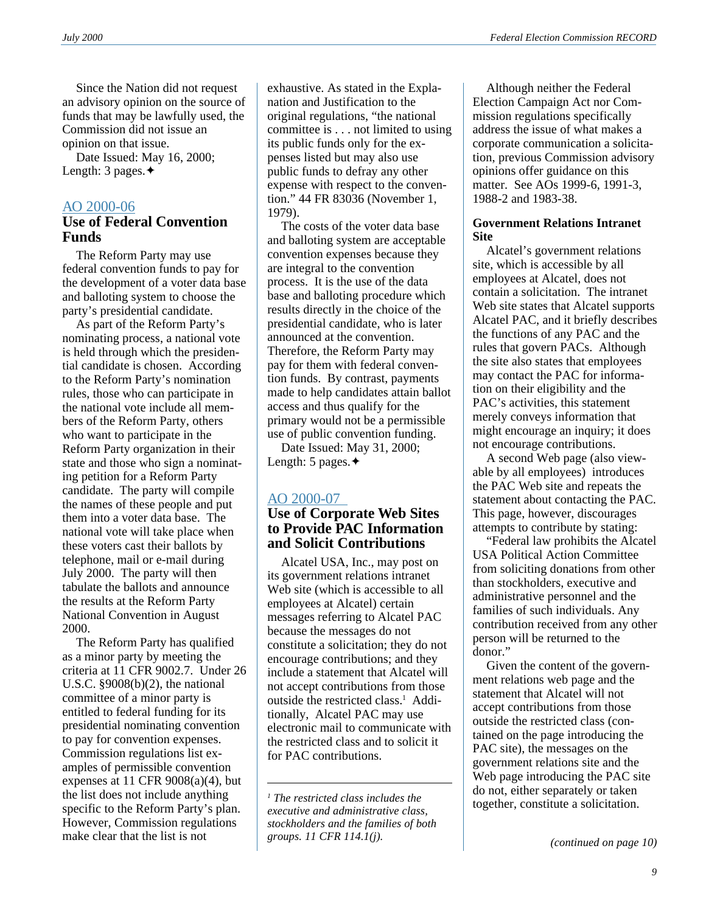Since the Nation did not request an advisory opinion on the source of funds that may be lawfully used, the Commission did not issue an opinion on that issue.

Date Issued: May 16, 2000; Length: 3 pages.✦

## AO 2000-06

## Use of Federal Convention Funds

The Reform Party may use federal convention funds to pay for the development of a voter data base and balloting system to choose the party's presidential candidate.

As part of the Reform Party's nominating process, a national vote is held through which the presidential candidate is chosen. According to the Reform Party's nomination rules, those who can participate in the national vote include all members of the Reform Party, others who want to participate in the Reform Party organization in their state and those who sign a nominating petition for a Reform Party candidate. The party will compile the names of these people and put them into a voter data base. The national vote will take place when these voters cast their ballots by telephone, mail or e-mail during July 2000. The party will then tabulate the ballots and announce the results at the Reform Party National Convention in August 2000.

The Reform Party has qualified as a minor party by meeting the criteria at 11 CFR 9002.7. Under 26 U.S.C. §9008(b)(2), the national committee of a minor party is entitled to federal funding for its presidential nominating convention to pay for convention expenses. Commission regulations list examples of permissible convention expenses at 11 CFR 9008(a)(4), but the list does not include anything specific to the Reform Party's plan. However, Commission regulations make clear that the list is not exhaustive. As stated in the Explanation and Justification to the original regulations, "the national committee is . . . not limited to using its public funds only for the expenses listed but may also use public funds to defray any other expense with respect to the convention." 44 FR 83036 (November 1, 1979).

The costs of the voter data base and balloting system are acceptable convention expenses because they are integral to the convention process. It is the use of the data base and balloting procedure which results directly in the choice of the presidential candidate, who is later announced at the convention. Therefore, the Reform Party may pay for them with federal convention funds. By contrast, payments made to help candidates attain ballot access and thus qualify for the primary would not be a permissible use of public convention funding.

Date Issued: May 31, 2000; Length: 5 pages.✦

## AO 2000-07

## Use of Corporate Web Sites to Provide PAC Information and Solicit Contributions

Alcatel USA, Inc., may post on its government relations intranet Web site (which is accessible to all employees at Alcatel) certain messages referring to Alcatel PAC because the messages do not constitute a solicitation; they do not encourage contributions; and they include a statement that Alcatel will not accept contributions from those outside the restricted class.[1] Additionally, Alcatel PAC may use electronic mail to communicate with the restricted class and to solicit it for PAC contributions.

Although neither the Federal Election Campaign Act nor Commission regulations specifically address the issue of what makes a corporate communication a solicitation, previous Commission advisory opinions offer guidance on this matter. See AOs 1999-6, 1991-3, 1988-2 and 1983-38.

**Government Relations Intranet Site**

Alcatel's government relations site, which is accessible by all employees at Alcatel, does not contain a solicitation. The intranet Web site states that Alcatel supports Alcatel PAC, and it briefly describes the functions of any PAC and the rules that govern PACs. Although the site also states that employees may contact the PAC for information on their eligibility and the PAC's activities, this statement merely conveys information that might encourage an inquiry; it does not encourage contributions.

A second Web page (also viewable by all employees) introduces the PAC Web site and repeats the statement about contacting the PAC. This page, however, discourages attempts to contribute by stating:

"Federal law prohibits the Alcatel USA Political Action Committee from soliciting donations from other than stockholders, executive and administrative personnel and the families of such individuals. Any contribution received from any other person will be returned to the donor."

Given the content of the government relations web page and the statement that Alcatel will not accept contributions from those outside the restricted class (contained on the page introducing the PAC site), the messages on the government relations site and the Web page introducing the PAC site do not, either separately or taken together, constitute a solicitation.

*(continued on page 10)*

---

[1] *The restricted class includes the executive and administrative class, stockholders and the families of both groups. 11 CFR 114.1(j).*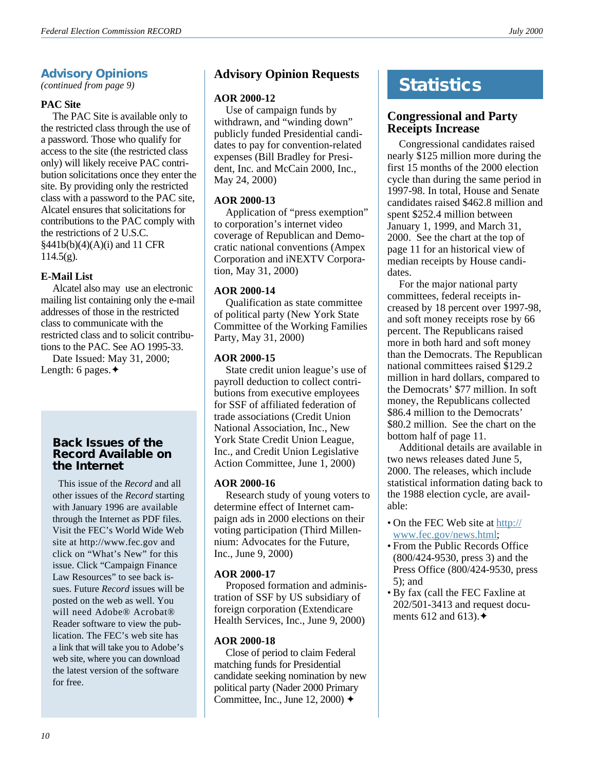## Advisory Opinions

*(continued from page 9)*

### PAC Site

The PAC Site is available only to the restricted class through the use of a password. Those who qualify for access to the site (the restricted class only) will likely receive PAC contribution solicitations once they enter the site. By providing only the restricted class with a password to the PAC site, Alcatel ensures that solicitations for contributions to the PAC comply with the restrictions of 2 U.S.C. §441b(b)(4)(A)(i) and 11 CFR 114.5(g).

### E-Mail List

Alcatel also may use an electronic mailing list containing only the e-mail addresses of those in the restricted class to communicate with the restricted class and to solicit contributions to the PAC. See AO 1995-33.

Date Issued: May 31, 2000; Length: 6 pages.✦

### Back Issues of the Record Available on the Internet

This issue of the *Record* and all other issues of the *Record* starting with January 1996 are available through the Internet as PDF files. Visit the FEC's World Wide Web site at http://www.fec.gov and click on "What's New" for this issue. Click "Campaign Finance Law Resources" to see back issues. Future *Record* issues will be posted on the web as well. You will need Adobe® Acrobat® Reader software to view the publication. The FEC's web site has a link that will take you to Adobe's web site, where you can download the latest version of the software for free.

## Advisory Opinion Requests

### AOR 2000-12

Use of campaign funds by withdrawn, and "winding down" publicly funded Presidential candidates to pay for convention-related expenses (Bill Bradley for President, Inc. and McCain 2000, Inc., May 24, 2000)

### AOR 2000-13

Application of "press exemption" to corporation's internet video coverage of Republican and Democratic national conventions (Ampex Corporation and iNEXTV Corporation, May 31, 2000)

### AOR 2000-14

Qualification as state committee of political party (New York State Committee of the Working Families Party, May 31, 2000)

### AOR 2000-15

State credit union league's use of payroll deduction to collect contributions from executive employees for SSF of affiliated federation of trade associations (Credit Union National Association, Inc., New York State Credit Union League, Inc., and Credit Union Legislative Action Committee, June 1, 2000)

### AOR 2000-16

Research study of young voters to determine effect of Internet campaign ads in 2000 elections on their voting participation (Third Millennium: Advocates for the Future, Inc., June 9, 2000)

### AOR 2000-17

Proposed formation and administration of SSF by US subsidiary of foreign corporation (Extendicare Health Services, Inc., June 9, 2000)

### AOR 2000-18

Close of period to claim Federal matching funds for Presidential candidate seeking nomination by new political party (Nader 2000 Primary Committee, Inc., June 12, 2000) ✦

## Statistics

### Congressional and Party Receipts Increase

Congressional candidates raised nearly $125 million more during the first 15 months of the 2000 election cycle than during the same period in 1997-98. In total, House and Senate candidates raised $462.8 million and spent $252.4 million between January 1, 1999, and March 31, 2000. See the chart at the top of page 11 for an historical view of median receipts by House candidates.

For the major national party committees, federal receipts increased by 18 percent over 1997-98, and soft money receipts rose by 66 percent. The Republicans raised more in both hard and soft money than the Democrats. The Republican national committees raised $129.2 million in hard dollars, compared to the Democrats' $77 million. In soft money, the Republicans collected $86.4 million to the Democrats' $80.2 million. See the chart on the bottom half of page 11.

Additional details are available in two news releases dated June 5, 2000. The releases, which include statistical information dating back to the 1988 election cycle, are available:

- On the FEC Web site at http://www.fec.gov/news.html;
- From the Public Records Office (800/424-9530, press 3) and the Press Office (800/424-9530, press 5); and
- By fax (call the FEC Faxline at 202/501-3413 and request documents 612 and 613).✦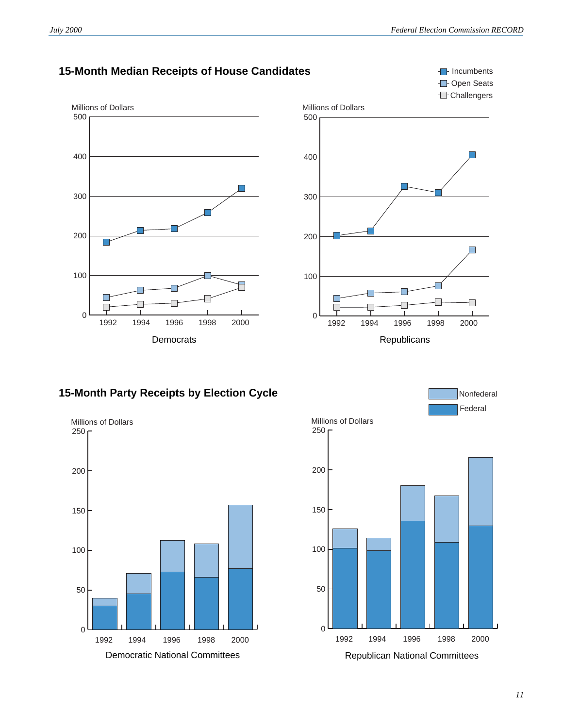## 15-Month Median Receipts of House Candidates

Incumbents
Open Seats
Challengers

Millions of Dollars

Democrats

Republicans

## 15-Month Party Receipts by Election Cycle

Nonfederal
Federal

Millions of Dollars

Democratic National Committees

Republican National Committees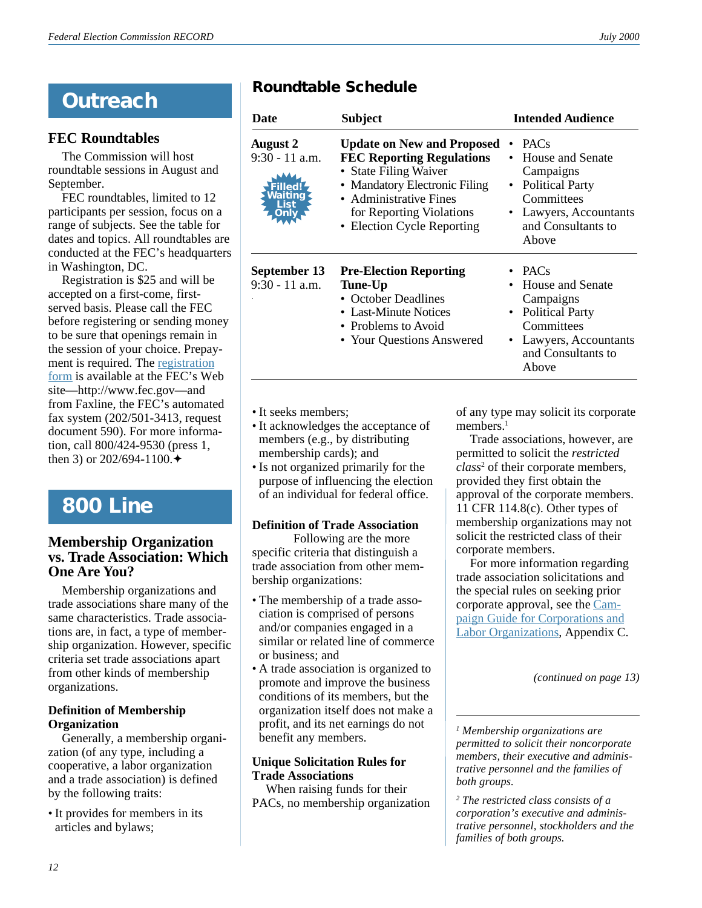# Outreach

## FEC Roundtables

The Commission will host roundtable sessions in August and September.

FEC roundtables, limited to 12 participants per session, focus on a range of subjects. See the table for dates and topics. All roundtables are conducted at the FEC's headquarters in Washington, DC.

Registration is $25 and will be accepted on a first-come, first-served basis. Please call the FEC before registering or sending money to be sure that openings remain in the session of your choice. Prepayment is required. The registration form is available at the FEC's Web site—http://www.fec.gov—and from Faxline, the FEC's automated fax system (202/501-3413, request document 590). For more information, call 800/424-9530 (press 1, then 3) or 202/694-1100.✦

## Roundtable Schedule

| Date | Subject | Intended Audience |
|---|---|---|
| **August 2** 9:30 - 11 a.m. (Filled! Waiting List Only) | **Update on New and Proposed FEC Reporting Regulations** • State Filing Waiver • Mandatory Electronic Filing • Administrative Fines for Reporting Violations • Election Cycle Reporting | • PACs • House and Senate Campaigns • Political Party Committees • Lawyers, Accountants and Consultants to Above |
| **September 13** 9:30 - 11 a.m. | **Pre-Election Reporting Tune-Up** • October Deadlines • Last-Minute Notices • Problems to Avoid • Your Questions Answered | • PACs • House and Senate Campaigns • Political Party Committees • Lawyers, Accountants and Consultants to Above |

# 800 Line

## Membership Organization vs. Trade Association: Which One Are You?

Membership organizations and trade associations share many of the same characteristics. Trade associations are, in fact, a type of membership organization. However, specific criteria set trade associations apart from other kinds of membership organizations.

### Definition of Membership Organization

Generally, a membership organization (of any type, including a cooperative, a labor organization and a trade association) is defined by the following traits:

- It provides for members in its articles and bylaws;
- It seeks members;
- It acknowledges the acceptance of members (e.g., by distributing membership cards); and
- Is not organized primarily for the purpose of influencing the election of an individual for federal office.

### Definition of Trade Association

Following are the more specific criteria that distinguish a trade association from other membership organizations:

- The membership of a trade association is comprised of persons and/or companies engaged in a similar or related line of commerce or business; and
- A trade association is organized to promote and improve the business conditions of its members, but the organization itself does not make a profit, and its net earnings do not benefit any members.

### Unique Solicitation Rules for Trade Associations

When raising funds for their PACs, no membership organization of any type may solicit its corporate members.[1]

Trade associations, however, are permitted to solicit the *restricted class*[2] of their corporate members, provided they first obtain the approval of the corporate members. 11 CFR 114.8(c). Other types of membership organizations may not solicit the restricted class of their corporate members.

For more information regarding trade association solicitations and the special rules on seeking prior corporate approval, see the Campaign Guide for Corporations and Labor Organizations, Appendix C.

*(continued on page 13)*

---

[1] *Membership organizations are permitted to solicit their noncorporate members, their executive and administrative personnel and the families of both groups.*

[2] *The restricted class consists of a corporation's executive and administrative personnel, stockholders and the families of both groups.*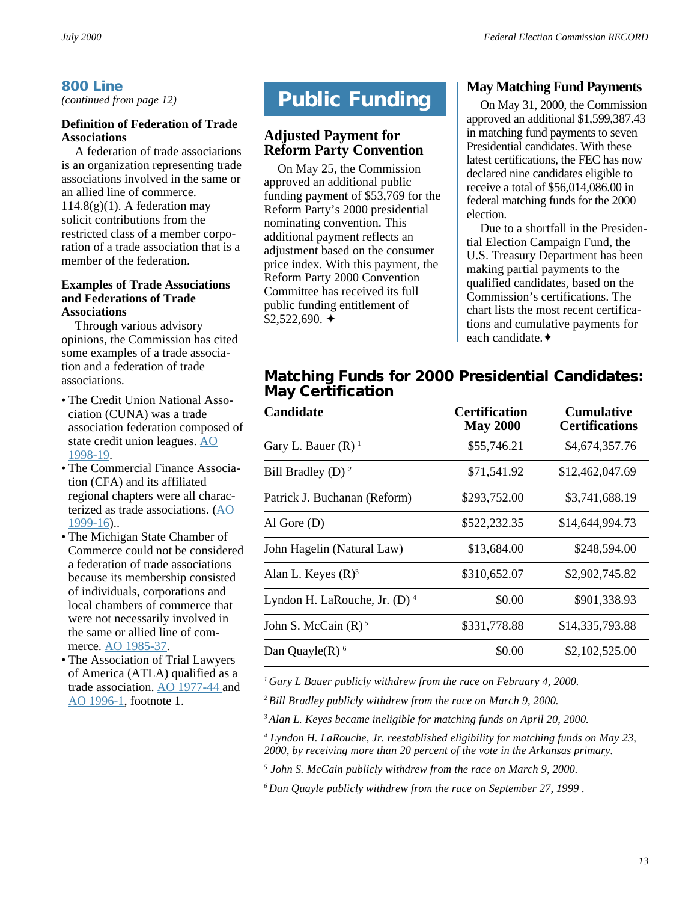## 800 Line

*(continued from page 12)*

### Definition of Federation of Trade Associations

A federation of trade associations is an organization representing trade associations involved in the same or an allied line of commerce. 114.8(g)(1). A federation may solicit contributions from the restricted class of a member corporation of a trade association that is a member of the federation.

### Examples of Trade Associations and Federations of Trade Associations

Through various advisory opinions, the Commission has cited some examples of a trade association and a federation of trade associations.

- The Credit Union National Association (CUNA) was a trade association federation composed of state credit union leagues. AO 1998-19.
- The Commercial Finance Association (CFA) and its affiliated regional chapters were all characterized as trade associations. (AO 1999-16)..
- The Michigan State Chamber of Commerce could not be considered a federation of trade associations because its membership consisted of individuals, corporations and local chambers of commerce that were not necessarily involved in the same or allied line of commerce. AO 1985-37.
- The Association of Trial Lawyers of America (ATLA) qualified as a trade association. AO 1977-44 and AO 1996-1, footnote 1.

# Public Funding

## Adjusted Payment for Reform Party Convention

On May 25, the Commission approved an additional public funding payment of $53,769 for the Reform Party's 2000 presidential nominating convention. This additional payment reflects an adjustment based on the consumer price index. With this payment, the Reform Party 2000 Convention Committee has received its full public funding entitlement of $2,522,690. ✦

## May Matching Fund Payments

On May 31, 2000, the Commission approved an additional $1,599,387.43 in matching fund payments to seven Presidential candidates. With these latest certifications, the FEC has now declared nine candidates eligible to receive a total of $56,014,086.00 in federal matching funds for the 2000 election.

Due to a shortfall in the Presidential Election Campaign Fund, the U.S. Treasury Department has been making partial payments to the qualified candidates, based on the Commission's certifications. The chart lists the most recent certifications and cumulative payments for each candidate.✦

## Matching Funds for 2000 Presidential Candidates: May Certification

| Candidate | Certification May 2000 | Cumulative Certifications |
|---|---|---|
| Gary L. Bauer (R) [1] | $55,746.21 | $4,674,357.76 |
| Bill Bradley (D) [2] | $71,541.92 | $12,462,047.69 |
| Patrick J. Buchanan (Reform) | $293,752.00 | $3,741,688.19 |
| Al Gore (D) | $522,232.35 | $14,644,994.73 |
| John Hagelin (Natural Law) | $13,684.00 | $248,594.00 |
| Alan L. Keyes (R) [3] | $310,652.07 | $2,902,745.82 |
| Lyndon H. LaRouche, Jr. (D) [4] | $0.00 | $901,338.93 |
| John S. McCain (R) [5] | $331,778.88 | $14,335,793.88 |
| Dan Quayle(R) [6] | $0.00 | $2,102,525.00 |

[1] *Gary L Bauer publicly withdrew from the race on February 4, 2000.*

[2] *Bill Bradley publicly withdrew from the race on March 9, 2000.*

[3] *Alan L. Keyes became ineligible for matching funds on April 20, 2000.*

[4] *Lyndon H. LaRouche, Jr. reestablished eligibility for matching funds on May 23, 2000, by receiving more than 20 percent of the vote in the Arkansas primary.*

[5] *John S. McCain publicly withdrew from the race on March 9, 2000.*

[6] *Dan Quayle publicly withdrew from the race on September 27, 1999 .*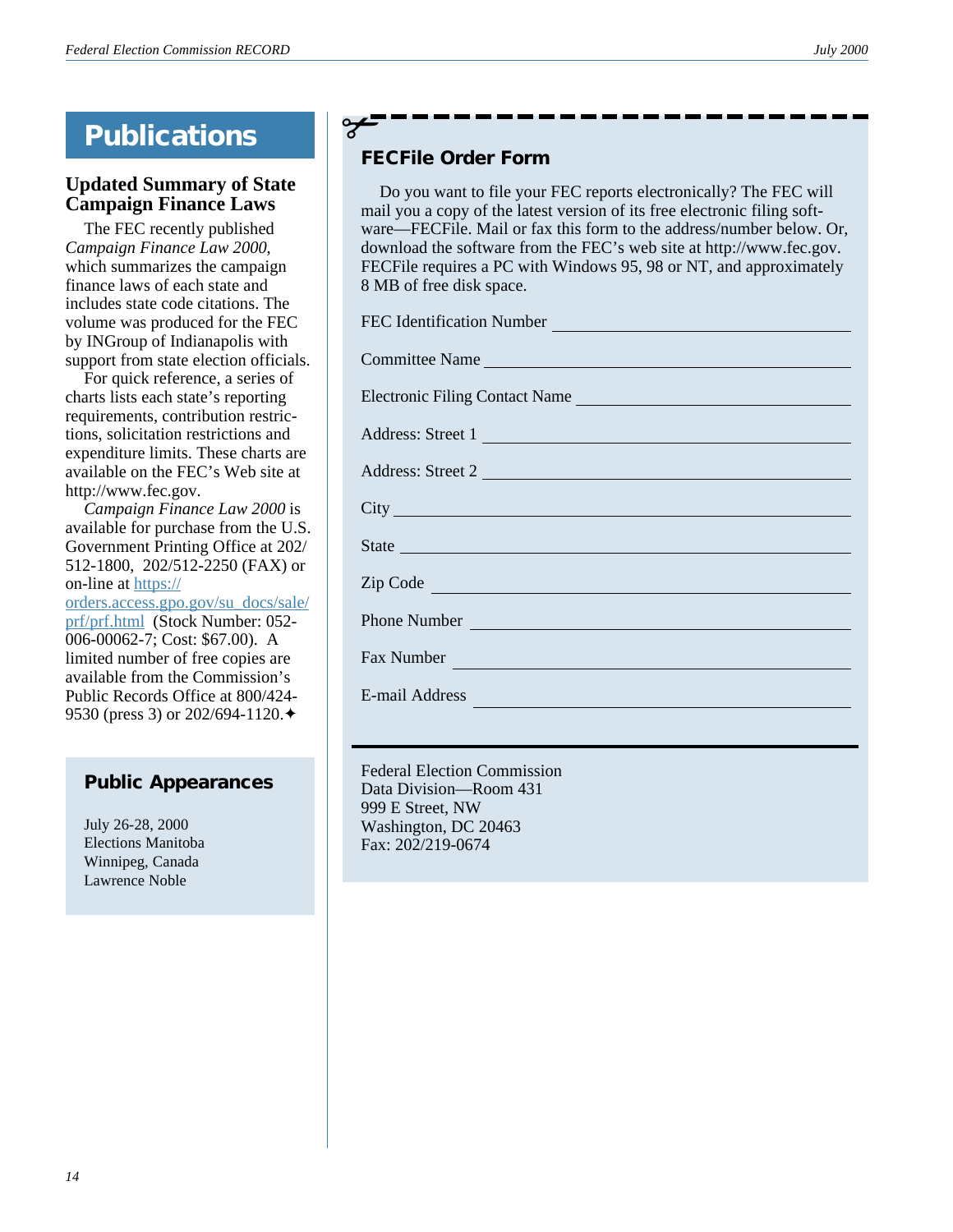# Publications

## Updated Summary of State Campaign Finance Laws

The FEC recently published *Campaign Finance Law 2000*, which summarizes the campaign finance laws of each state and includes state code citations. The volume was produced for the FEC by INGroup of Indianapolis with support from state election officials.

For quick reference, a series of charts lists each state's reporting requirements, contribution restrictions, solicitation restrictions and expenditure limits. These charts are available on the FEC's Web site at http://www.fec.gov.

*Campaign Finance Law 2000* is available for purchase from the U.S. Government Printing Office at 202/512-1800, 202/512-2250 (FAX) or on-line at https://orders.access.gpo.gov/su_docs/sale/prf/prf.html (Stock Number: 052-006-00062-7; Cost: $67.00). A limited number of free copies are available from the Commission's Public Records Office at 800/424-9530 (press 3) or 202/694-1120.✦

## Public Appearances

July 26-28, 2000
Elections Manitoba
Winnipeg, Canada
Lawrence Noble

## FECFile Order Form

Do you want to file your FEC reports electronically? The FEC will mail you a copy of the latest version of its free electronic filing software—FECFile. Mail or fax this form to the address/number below. Or, download the software from the FEC's web site at http://www.fec.gov. FECFile requires a PC with Windows 95, 98 or NT, and approximately 8 MB of free disk space.

FEC Identification Number ______________________

Committee Name ______________________

Electronic Filing Contact Name ______________________

Address: Street 1 ______________________

Address: Street 2 ______________________

City ______________________

State ______________________

Zip Code ______________________

Phone Number ______________________

Fax Number ______________________

E-mail Address ______________________

Federal Election Commission
Data Division—Room 431
999 E Street, NW
Washington, DC 20463
Fax: 202/219-0674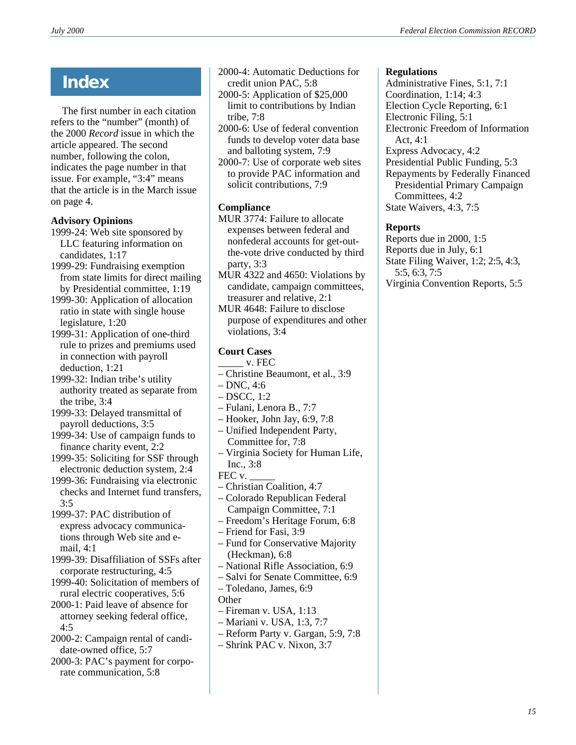# Index

The first number in each citation refers to the "number" (month) of the 2000 *Record* issue in which the article appeared. The second number, following the colon, indicates the page number in that issue. For example, "3:4" means that the article is in the March issue on page 4.

**Advisory Opinions**

1999-24: Web site sponsored by LLC featuring information on candidates, 1:17
1999-29: Fundraising exemption from state limits for direct mailing by Presidential committee, 1:19
1999-30: Application of allocation ratio in state with single house legislature, 1:20
1999-31: Application of one-third rule to prizes and premiums used in connection with payroll deduction, 1:21
1999-32: Indian tribe's utility authority treated as separate from the tribe, 3:4
1999-33: Delayed transmittal of payroll deductions, 3:5
1999-34: Use of campaign funds to finance charity event, 2:2
1999-35: Soliciting for SSF through electronic deduction system, 2:4
1999-36: Fundraising via electronic checks and Internet fund transfers, 3:5
1999-37: PAC distribution of express advocacy communications through Web site and e-mail, 4:1
1999-39: Disaffiliation of SSFs after corporate restructuring, 4:5
1999-40: Solicitation of members of rural electric cooperatives, 5:6
2000-1: Paid leave of absence for attorney seeking federal office, 4:5
2000-2: Campaign rental of candidate-owned office, 5:7
2000-3: PAC's payment for corporate communication, 5:8
2000-4: Automatic Deductions for credit union PAC, 5:8
2000-5: Application of $25,000 limit to contributions by Indian tribe, 7:8
2000-6: Use of federal convention funds to develop voter data base and balloting system, 7:9
2000-7: Use of corporate web sites to provide PAC information and solicit contributions, 7:9

**Compliance**

MUR 3774: Failure to allocate expenses between federal and nonfederal accounts for get-out-the-vote drive conducted by third party, 3:3
MUR 4322 and 4650: Violations by candidate, campaign committees, treasurer and relative, 2:1
MUR 4648: Failure to disclose purpose of expenditures and other violations, 3:4

**Court Cases**

_____ v. FEC
– Christine Beaumont, et al., 3:9
– DNC, 4:6
– DSCC, 1:2
– Fulani, Lenora B., 7:7
– Hooker, John Jay, 6:9, 7:8
– Unified Independent Party, Committee for, 7:8
– Virginia Society for Human Life, Inc., 3:8

FEC v. _____
– Christian Coalition, 4:7
– Colorado Republican Federal Campaign Committee, 7:1
– Freedom's Heritage Forum, 6:8
– Friend for Fasi, 3:9
– Fund for Conservative Majority (Heckman), 6:8
– National Rifle Association, 6:9
– Salvi for Senate Committee, 6:9
– Toledano, James, 6:9

Other
– Fireman v. USA, 1:13
– Mariani v. USA, 1:3, 7:7
– Reform Party v. Gargan, 5:9, 7:8
– Shrink PAC v. Nixon, 3:7

**Regulations**

Administrative Fines, 5:1, 7:1
Coordination, 1:14; 4:3
Election Cycle Reporting, 6:1
Electronic Filing, 5:1
Electronic Freedom of Information Act, 4:1
Express Advocacy, 4:2
Presidential Public Funding, 5:3
Repayments by Federally Financed Presidential Primary Campaign Committees, 4:2
State Waivers, 4:3, 7:5

**Reports**

Reports due in 2000, 1:5
Reports due in July, 6:1
State Filing Waiver, 1:2; 2:5, 4:3, 5:5, 6:3, 7:5
Virginia Convention Reports, 5:5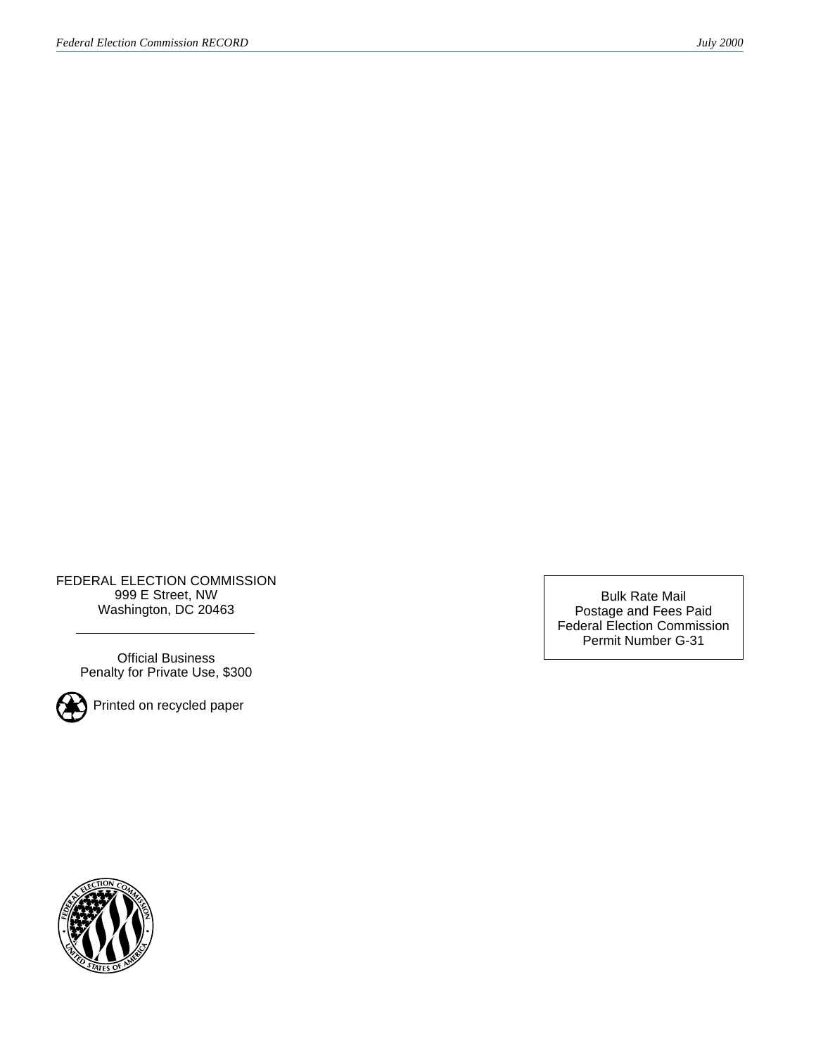FEDERAL ELECTION COMMISSION
999 E Street, NW
Washington, DC 20463

Official Business
Penalty for Private Use, $300

Printed on recycled paper

Bulk Rate Mail
Postage and Fees Paid
Federal Election Commission
Permit Number G-31